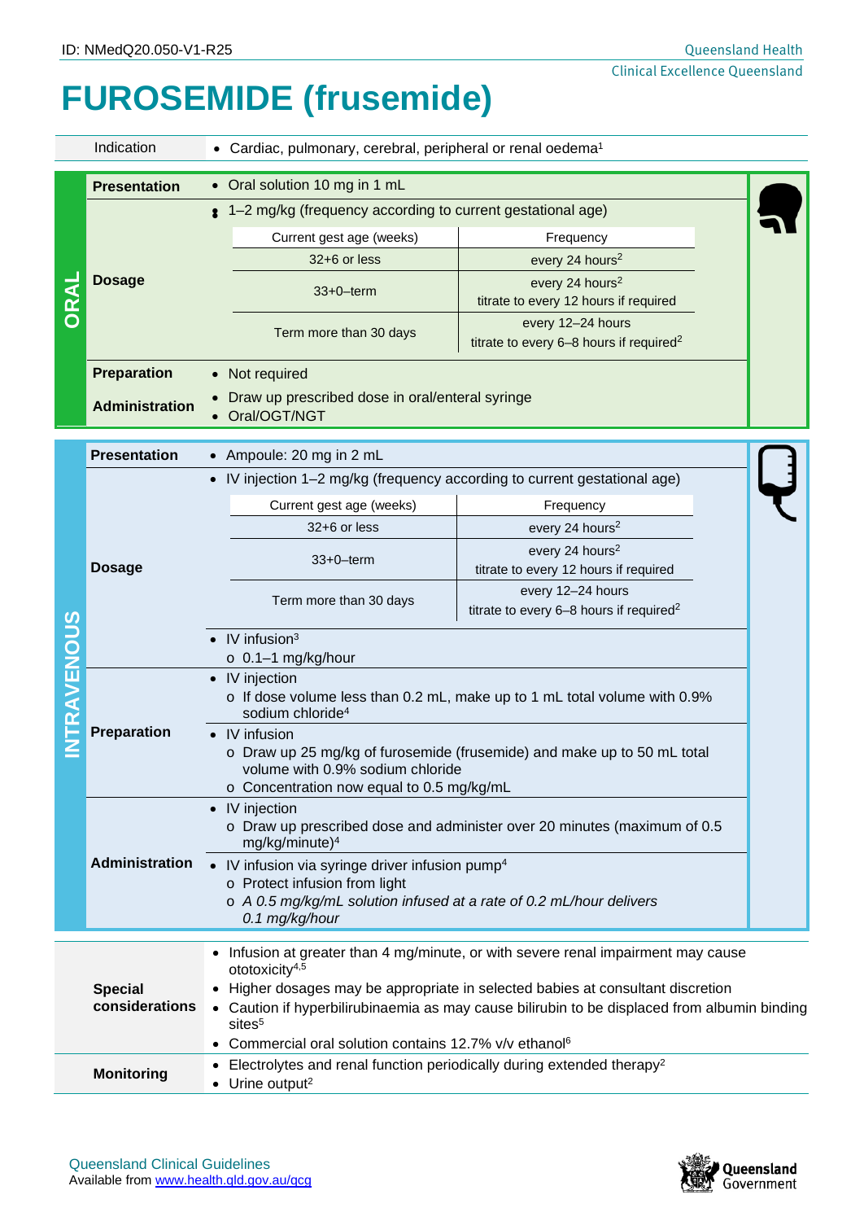ID: NMedQ20.050-V1-R25

# FUROSEMIDE (frusemide)

| Indication | • Cardiac, pulmonary, cerebral, peripheral or renal oedema[1] |
|---|---|

## ORAL

**Presentation**
- Oral solution 10 mg in 1 mL

**Dosage**
- 1–2 mg/kg (frequency according to current gestational age)

| Current gest age (weeks) | Frequency |
|---|---|
| 32+6 or less | every 24 hours[2] |
| 33+0–term | every 24 hours[2] titrate to every 12 hours if required |
| Term more than 30 days | every 12–24 hours titrate to every 6–8 hours if required[2] |

**Preparation**
- Not required

**Administration**
- Draw up prescribed dose in oral/enteral syringe
- Oral/OGT/NGT

## INTRAVENOUS

**Presentation**
- Ampoule: 20 mg in 2 mL

**Dosage**
- IV injection 1–2 mg/kg (frequency according to current gestational age)

| Current gest age (weeks) | Frequency |
|---|---|
| 32+6 or less | every 24 hours[2] |
| 33+0–term | every 24 hours[2] titrate to every 12 hours if required |
| Term more than 30 days | every 12–24 hours titrate to every 6–8 hours if required[2] |

- IV infusion[3]
  - 0.1–1 mg/kg/hour

**Preparation**
- IV injection
  - If dose volume less than 0.2 mL, make up to 1 mL total volume with 0.9% sodium chloride[4]
- IV infusion
  - Draw up 25 mg/kg of furosemide (frusemide) and make up to 50 mL total volume with 0.9% sodium chloride
  - Concentration now equal to 0.5 mg/kg/mL

**Administration**
- IV injection
  - Draw up prescribed dose and administer over 20 minutes (maximum of 0.5 mg/kg/minute)[4]
- IV infusion via syringe driver infusion pump[4]
  - Protect infusion from light
  - *A 0.5 mg/kg/mL solution infused at a rate of 0.2 mL/hour delivers 0.1 mg/kg/hour*

**Special considerations**
- Infusion at greater than 4 mg/minute, or with severe renal impairment may cause ototoxicity[4,5]
- Higher dosages may be appropriate in selected babies at consultant discretion
- Caution if hyperbilirubinaemia as may cause bilirubin to be displaced from albumin binding sites[5]
- Commercial oral solution contains 12.7% v/v ethanol[6]

**Monitoring**
- Electrolytes and renal function periodically during extended therapy[2]
- Urine output[2]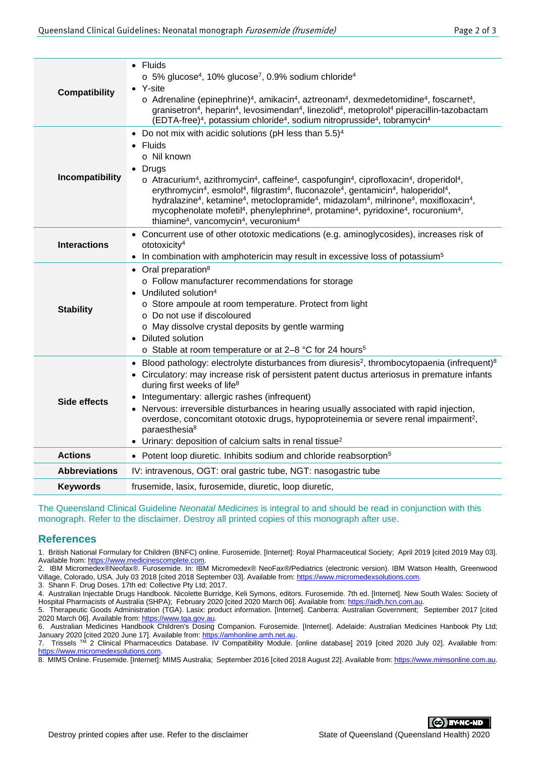| | |
|---|---|
| **Compatibility** | • Fluids<br>  o 5% glucose[4], 10% glucose[7], 0.9% sodium chloride[4]<br>• Y-site<br>  o Adrenaline (epinephrine)[4], amikacin[4], aztreonam[4], dexmedetomidine[4], foscarnet[4], granisetron[4], heparin[4], levosimendan[4], linezolid[4], metoprolol[4] piperacillin-tazobactam (EDTA-free)[4], potassium chloride[4], sodium nitroprusside[4], tobramycin[4] |
| **Incompatibility** | • Do not mix with acidic solutions (pH less than 5.5)[4]<br>• Fluids<br>  o Nil known<br>• Drugs<br>  o Atracurium[4], azithromycin[4], caffeine[4], caspofungin[4], ciprofloxacin[4], droperidol[4], erythromycin[4], esmolol[4], filgrastim[4], fluconazole[4], gentamicin[4], haloperidol[4], hydralazine[4], ketamine[4], metoclopramide[4], midazolam[4], milrinone[4], moxifloxacin[4], mycophenolate mofetil[4], phenylephrine[4], protamine[4], pyridoxine[4], rocuronium[4], thiamine[4], vancomycin[4], vecuronium[4] |
| **Interactions** | • Concurrent use of other ototoxic medications (e.g. aminoglycosides), increases risk of ototoxicity[4]<br>• In combination with amphotericin may result in excessive loss of potassium[5] |
| **Stability** | • Oral preparation[8]<br>  o Follow manufacturer recommendations for storage<br>• Undiluted solution[4]<br>  o Store ampoule at room temperature. Protect from light<br>  o Do not use if discoloured<br>  o May dissolve crystal deposits by gentle warming<br>• Diluted solution<br>  o Stable at room temperature or at 2–8 °C for 24 hours[5] |
| **Side effects** | • Blood pathology: electrolyte disturbances from diuresis[2], thrombocytopaenia (infrequent)[8]<br>• Circulatory: may increase risk of persistent patent ductus arteriosus in premature infants during first weeks of life[8]<br>• Integumentary: allergic rashes (infrequent)<br>• Nervous: irreversible disturbances in hearing usually associated with rapid injection, overdose, concomitant ototoxic drugs, hypoproteinemia or severe renal impairment[2], paraesthesia[8]<br>• Urinary: deposition of calcium salts in renal tissue[2] |
| **Actions** | • Potent loop diuretic. Inhibits sodium and chloride reabsorption[5] |
| **Abbreviations** | IV: intravenous, OGT: oral gastric tube, NGT: nasogastric tube |
| **Keywords** | frusemide, lasix, furosemide, diuretic, loop diuretic, |

The Queensland Clinical Guideline *Neonatal Medicines* is integral to and should be read in conjunction with this monograph. Refer to the disclaimer. Destroy all printed copies of this monograph after use.

## References

1. British National Formulary for Children (BNFC) online. Furosemide. [Internet]: Royal Pharmaceutical Society; April 2019 [cited 2019 May 03]. Available from: https://www.medicinescomplete.com.
2. IBM Micromedex®Neofax®. Furosemide. In: IBM Micromedex® NeoFax®/Pediatrics (electronic version). IBM Watson Health, Greenwood Village, Colorado, USA. July 03 2018 [cited 2018 September 03]. Available from: https://www.micromedexsolutions.com.
3. Shann F. Drug Doses. 17th ed: Collective Pty Ltd; 2017.
4. Australian Injectable Drugs Handbook. Nicolette Burridge, Keli Symons, editors. Furosemide. 7th ed. [Internet]. New South Wales: Society of Hospital Pharmacists of Australia (SHPA); February 2020 [cited 2020 March 06]. Available from: https://aidh.hcn.com.au.
5. Therapeutic Goods Administration (TGA). Lasix: product information. [Internet]. Canberra: Australian Government; September 2017 [cited 2020 March 06]. Available from: https://www.tga.gov.au.
6. Australian Medicines Handbook Children's Dosing Companion. Furosemide. [Internet]. Adelaide: Australian Medicines Hanbook Pty Ltd; January 2020 [cited 2020 June 17]. Available from: https://amhonline.amh.net.au.
7. Trissels ™ 2 Clinical Pharmaceutics Database. IV Compatibility Module. [online database] 2019 [cited 2020 July 02]. Available from: https://www.micromedexsolutions.com.
8. MIMS Online. Frusemide. [Internet]: MIMS Australia; September 2016 [cited 2018 August 22]. Available from: https://www.mimsonline.com.au.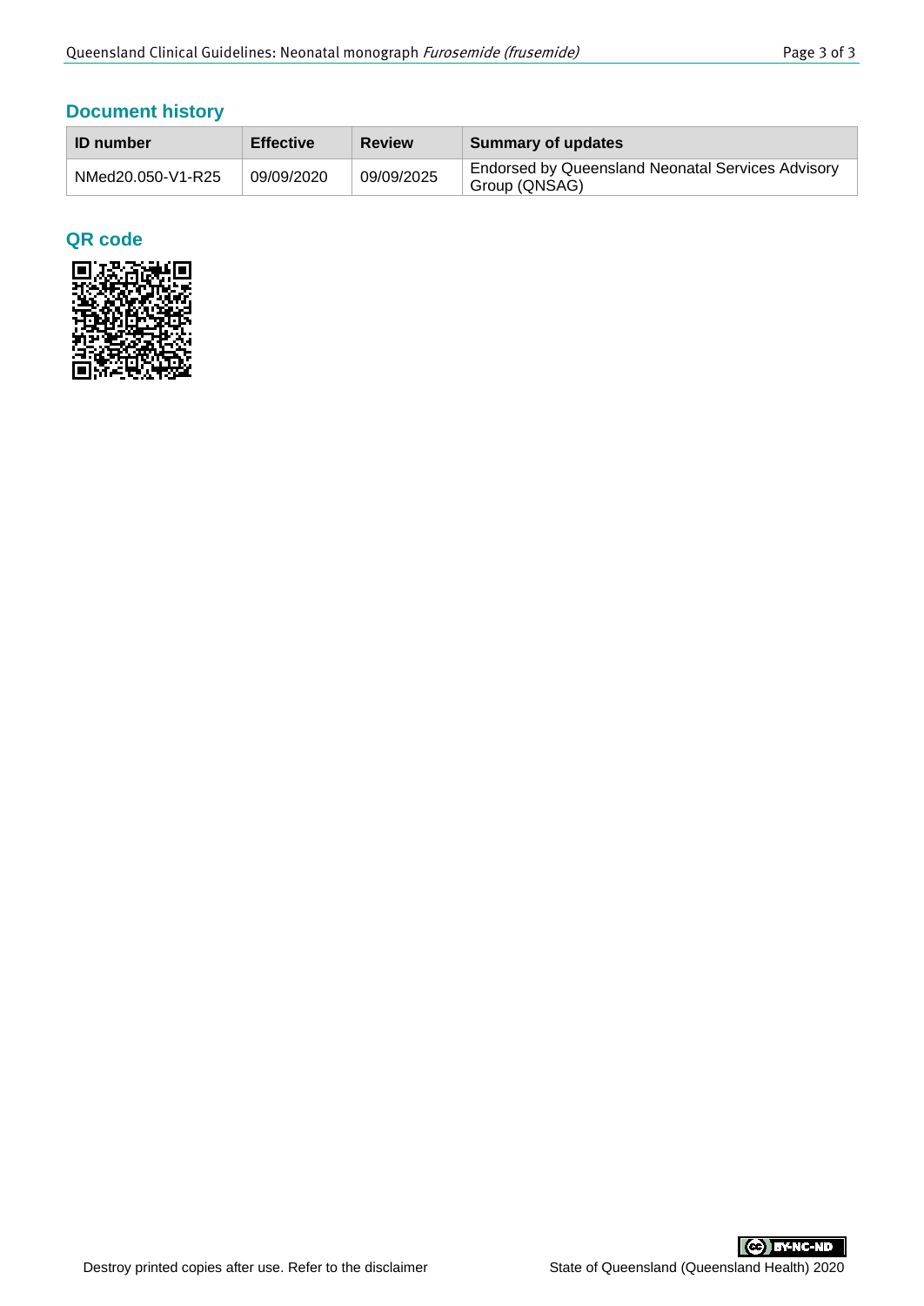## Document history

| ID number | Effective | Review | Summary of updates |
| --- | --- | --- | --- |
| NMed20.050-V1-R25 | 09/09/2020 | 09/09/2025 | Endorsed by Queensland Neonatal Services Advisory Group (QNSAG) |

## QR code

Destroy printed copies after use. Refer to the disclaimer

State of Queensland (Queensland Health) 2020